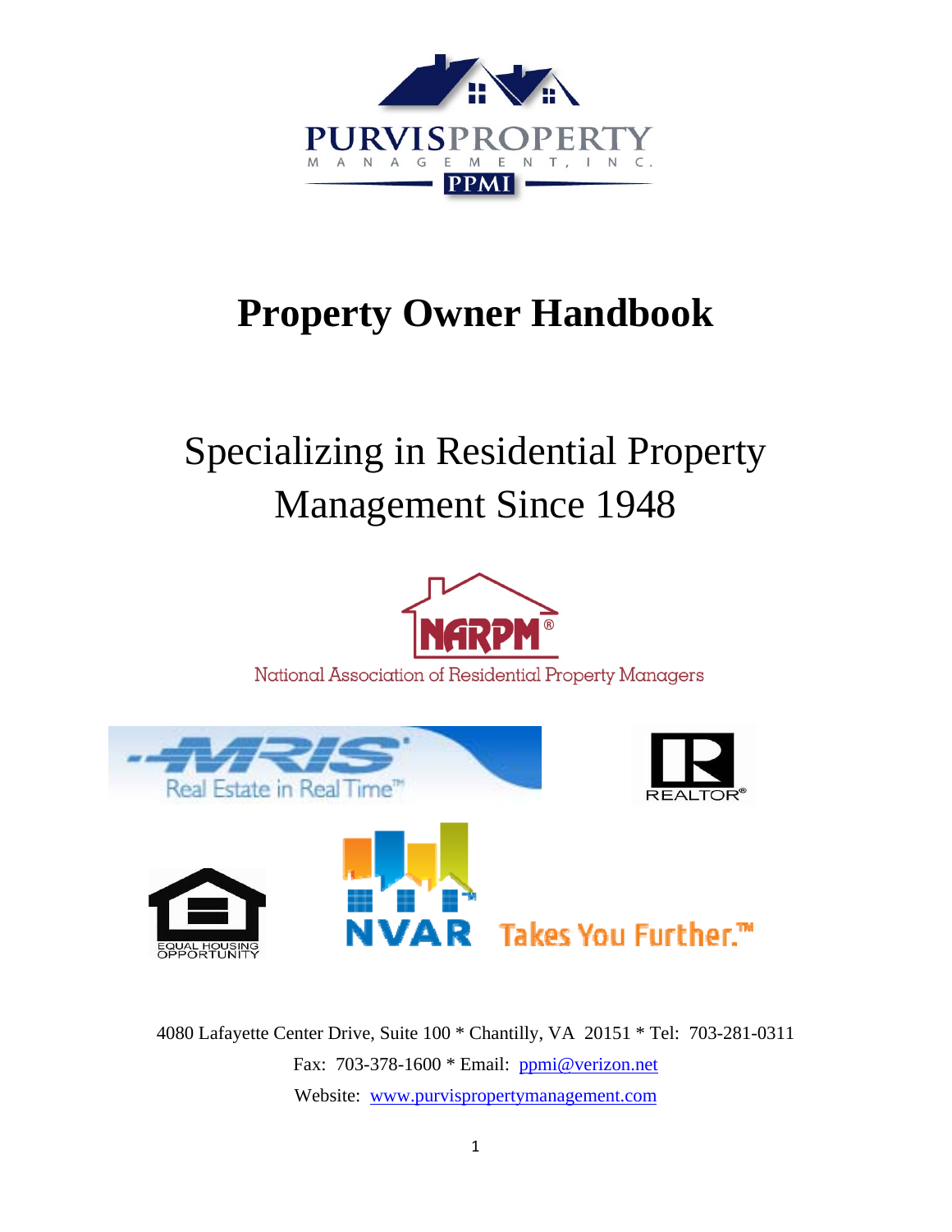# Property Owner Handbook

Specializing in Residential Property Management Since 1948

4080 Lafayette Center Drive, Suite 100 * Chantilly, VA 20151 * Tel: 703-281-0311

Fax: 703-378-1600 * Email: ppmi@verizon.net

Website: www.purvispropertymanagement.com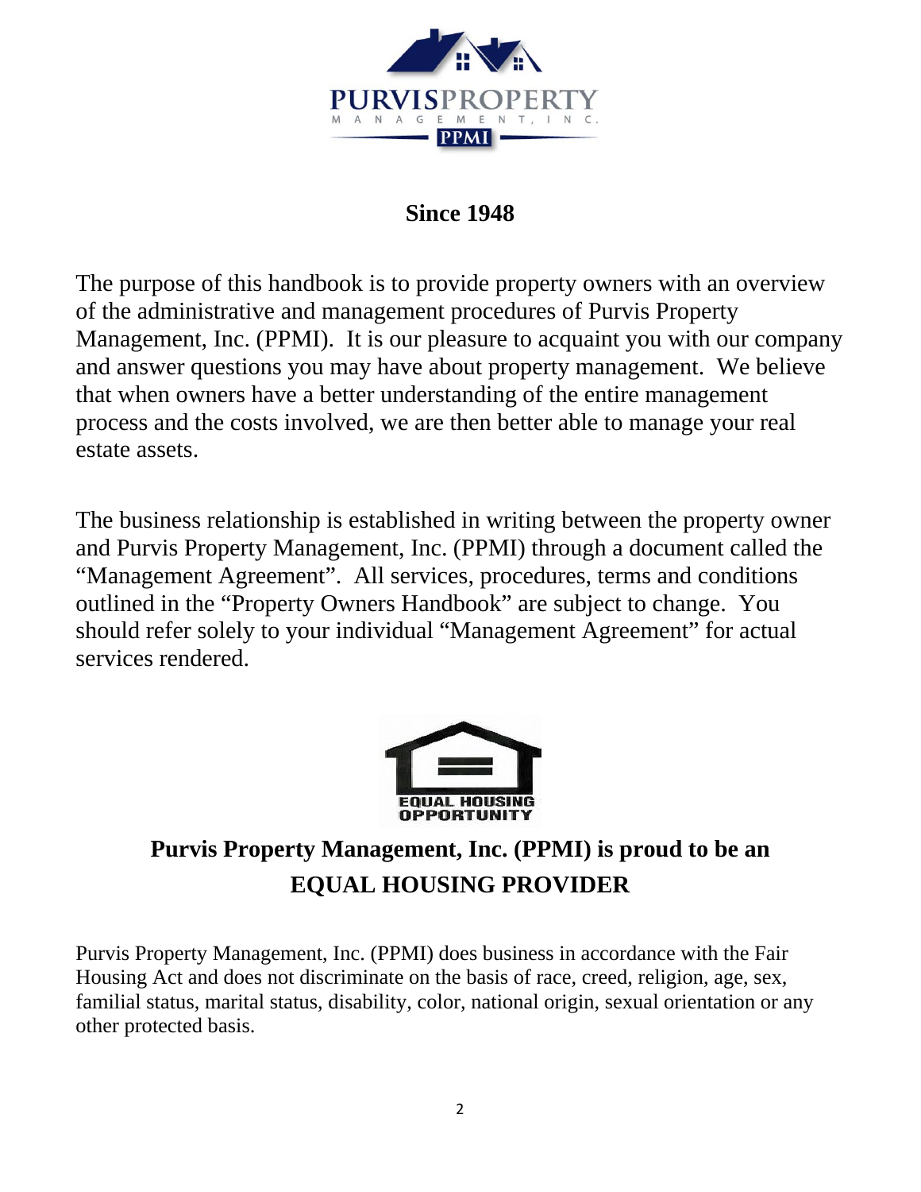PURVISPROPERTY
MANAGEMENT, INC.
PPMI

## Since 1948

The purpose of this handbook is to provide property owners with an overview of the administrative and management procedures of Purvis Property Management, Inc. (PPMI). It is our pleasure to acquaint you with our company and answer questions you may have about property management. We believe that when owners have a better understanding of the entire management process and the costs involved, we are then better able to manage your real estate assets.

The business relationship is established in writing between the property owner and Purvis Property Management, Inc. (PPMI) through a document called the "Management Agreement". All services, procedures, terms and conditions outlined in the "Property Owners Handbook" are subject to change. You should refer solely to your individual "Management Agreement" for actual services rendered.

EQUAL HOUSING OPPORTUNITY

## Purvis Property Management, Inc. (PPMI) is proud to be an EQUAL HOUSING PROVIDER

Purvis Property Management, Inc. (PPMI) does business in accordance with the Fair Housing Act and does not discriminate on the basis of race, creed, religion, age, sex, familial status, marital status, disability, color, national origin, sexual orientation or any other protected basis.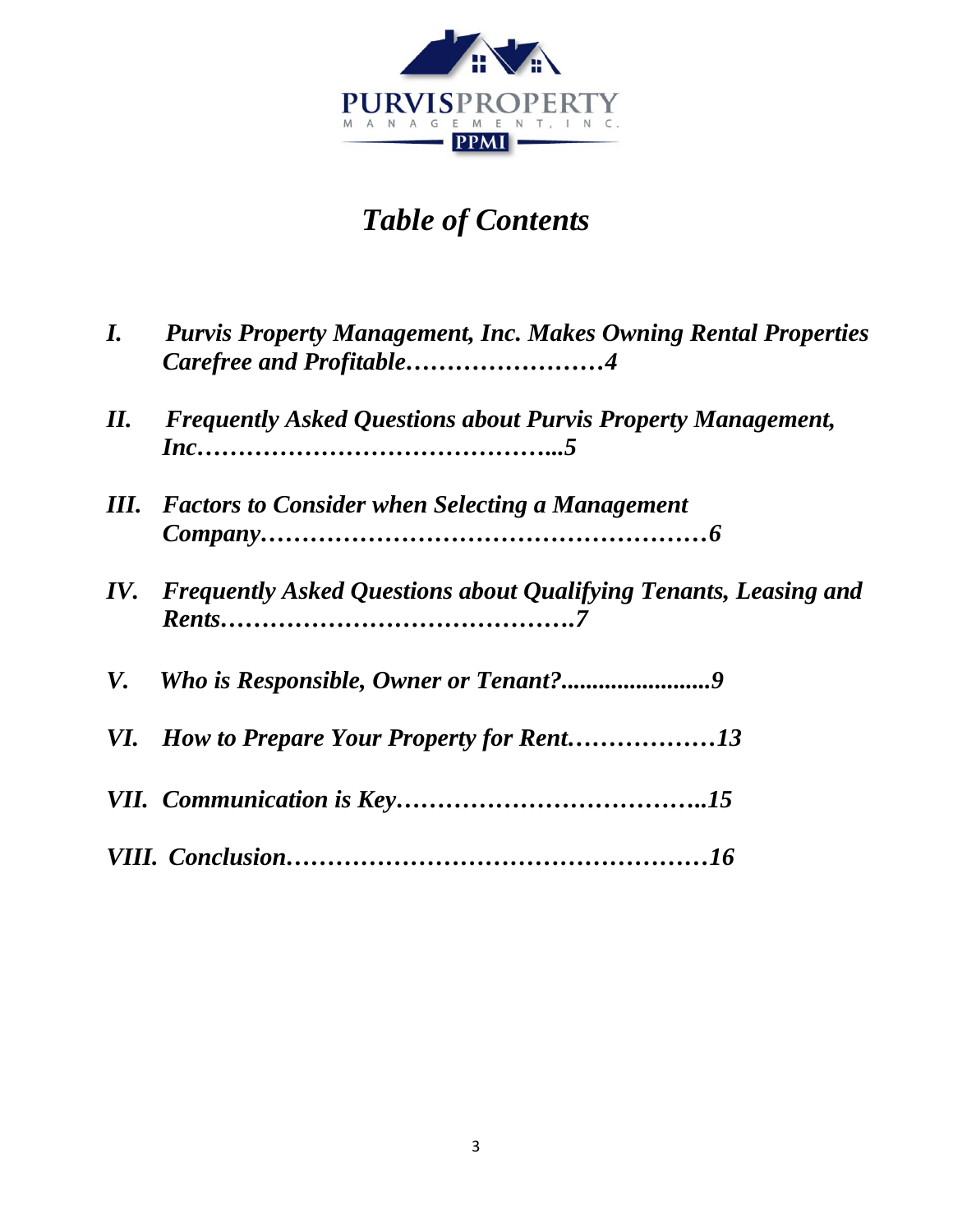PURVISPROPERTY MANAGEMENT, INC.

PPMI

# *Table of Contents*

*I. Purvis Property Management, Inc. Makes Owning Rental Properties Carefree and Profitable……………………4*

*II. Frequently Asked Questions about Purvis Property Management, Inc……………………………………...5*

*III. Factors to Consider when Selecting a Management Company………………………………………………6*

*IV. Frequently Asked Questions about Qualifying Tenants, Leasing and Rents…………………………………….7*

*V. Who is Responsible, Owner or Tenant?........................9*

*VI. How to Prepare Your Property for Rent………………13*

*VII. Communication is Key………………………………..15*

*VIII. Conclusion……………………………………………16*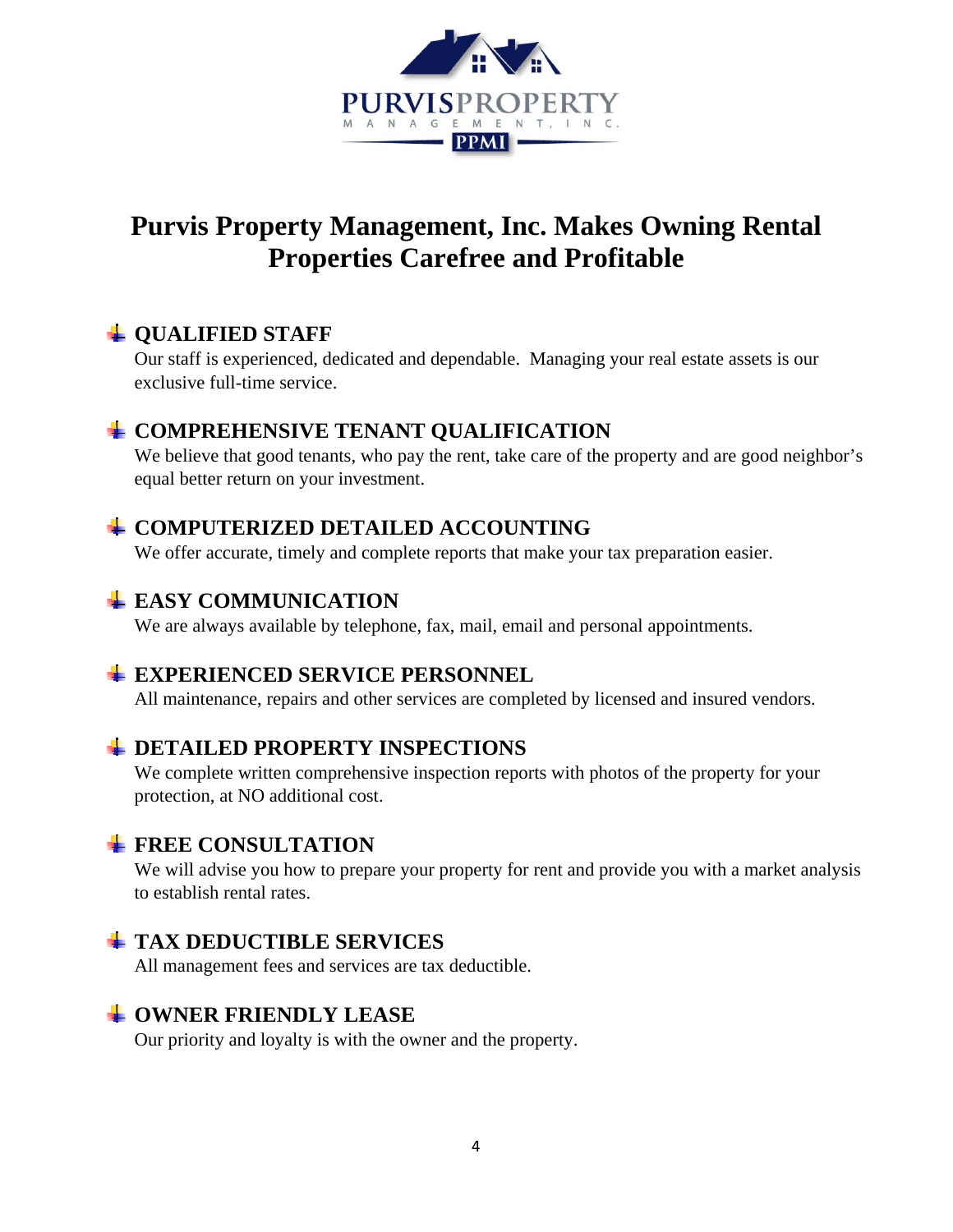# Purvis Property Management, Inc. Makes Owning Rental Properties Carefree and Profitable

- **QUALIFIED STAFF**
  Our staff is experienced, dedicated and dependable. Managing your real estate assets is our exclusive full-time service.

- **COMPREHENSIVE TENANT QUALIFICATION**
  We believe that good tenants, who pay the rent, take care of the property and are good neighbor's equal better return on your investment.

- **COMPUTERIZED DETAILED ACCOUNTING**
  We offer accurate, timely and complete reports that make your tax preparation easier.

- **EASY COMMUNICATION**
  We are always available by telephone, fax, mail, email and personal appointments.

- **EXPERIENCED SERVICE PERSONNEL**
  All maintenance, repairs and other services are completed by licensed and insured vendors.

- **DETAILED PROPERTY INSPECTIONS**
  We complete written comprehensive inspection reports with photos of the property for your protection, at NO additional cost.

- **FREE CONSULTATION**
  We will advise you how to prepare your property for rent and provide you with a market analysis to establish rental rates.

- **TAX DEDUCTIBLE SERVICES**
  All management fees and services are tax deductible.

- **OWNER FRIENDLY LEASE**
  Our priority and loyalty is with the owner and the property.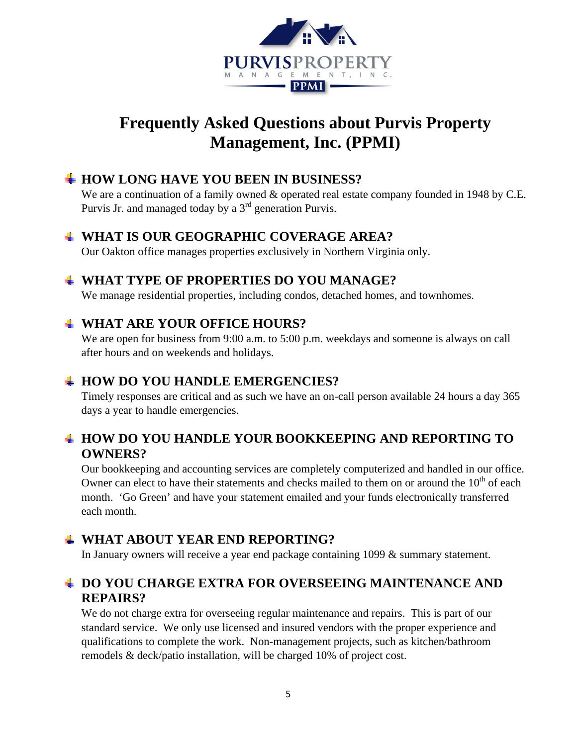# Frequently Asked Questions about Purvis Property Management, Inc. (PPMI)

## HOW LONG HAVE YOU BEEN IN BUSINESS?

We are a continuation of a family owned & operated real estate company founded in 1948 by C.E. Purvis Jr. and managed today by a 3rd generation Purvis.

## WHAT IS OUR GEOGRAPHIC COVERAGE AREA?

Our Oakton office manages properties exclusively in Northern Virginia only.

## WHAT TYPE OF PROPERTIES DO YOU MANAGE?

We manage residential properties, including condos, detached homes, and townhomes.

## WHAT ARE YOUR OFFICE HOURS?

We are open for business from 9:00 a.m. to 5:00 p.m. weekdays and someone is always on call after hours and on weekends and holidays.

## HOW DO YOU HANDLE EMERGENCIES?

Timely responses are critical and as such we have an on-call person available 24 hours a day 365 days a year to handle emergencies.

## HOW DO YOU HANDLE YOUR BOOKKEEPING AND REPORTING TO OWNERS?

Our bookkeeping and accounting services are completely computerized and handled in our office. Owner can elect to have their statements and checks mailed to them on or around the 10th of each month. 'Go Green' and have your statement emailed and your funds electronically transferred each month.

## WHAT ABOUT YEAR END REPORTING?

In January owners will receive a year end package containing 1099 & summary statement.

## DO YOU CHARGE EXTRA FOR OVERSEEING MAINTENANCE AND REPAIRS?

We do not charge extra for overseeing regular maintenance and repairs. This is part of our standard service. We only use licensed and insured vendors with the proper experience and qualifications to complete the work. Non-management projects, such as kitchen/bathroom remodels & deck/patio installation, will be charged 10% of project cost.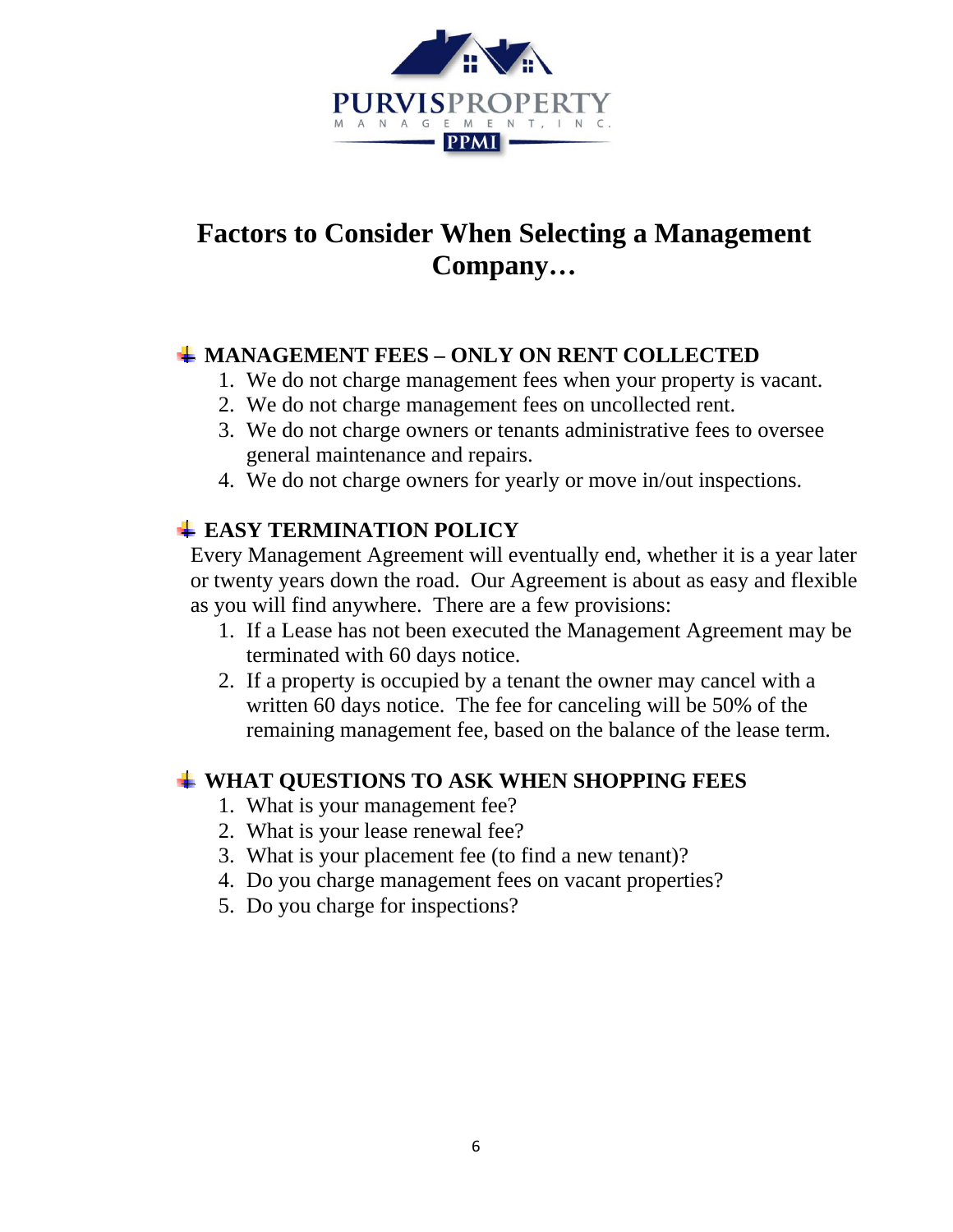PURVISPROPERTY

MANAGEMENT, INC.

PPMI

# Factors to Consider When Selecting a Management Company…

## MANAGEMENT FEES – ONLY ON RENT COLLECTED

1. We do not charge management fees when your property is vacant.
2. We do not charge management fees on uncollected rent.
3. We do not charge owners or tenants administrative fees to oversee general maintenance and repairs.
4. We do not charge owners for yearly or move in/out inspections.

## EASY TERMINATION POLICY

Every Management Agreement will eventually end, whether it is a year later or twenty years down the road. Our Agreement is about as easy and flexible as you will find anywhere. There are a few provisions:

1. If a Lease has not been executed the Management Agreement may be terminated with 60 days notice.
2. If a property is occupied by a tenant the owner may cancel with a written 60 days notice. The fee for canceling will be 50% of the remaining management fee, based on the balance of the lease term.

## WHAT QUESTIONS TO ASK WHEN SHOPPING FEES

1. What is your management fee?
2. What is your lease renewal fee?
3. What is your placement fee (to find a new tenant)?
4. Do you charge management fees on vacant properties?
5. Do you charge for inspections?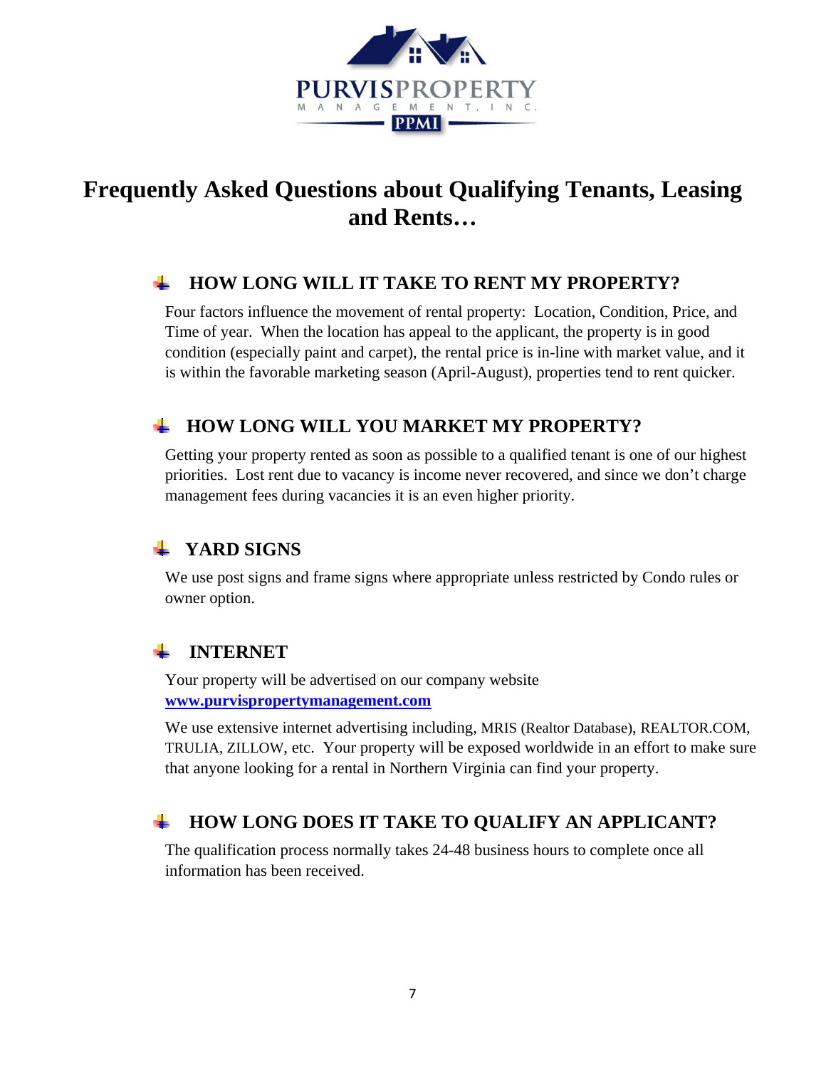# Frequently Asked Questions about Qualifying Tenants, Leasing and Rents…

## HOW LONG WILL IT TAKE TO RENT MY PROPERTY?

Four factors influence the movement of rental property: Location, Condition, Price, and Time of year. When the location has appeal to the applicant, the property is in good condition (especially paint and carpet), the rental price is in-line with market value, and it is within the favorable marketing season (April-August), properties tend to rent quicker.

## HOW LONG WILL YOU MARKET MY PROPERTY?

Getting your property rented as soon as possible to a qualified tenant is one of our highest priorities. Lost rent due to vacancy is income never recovered, and since we don't charge management fees during vacancies it is an even higher priority.

## YARD SIGNS

We use post signs and frame signs where appropriate unless restricted by Condo rules or owner option.

## INTERNET

Your property will be advertised on our company website **www.purvispropertymanagement.com**

We use extensive internet advertising including, MRIS (Realtor Database), REALTOR.COM, TRULIA, ZILLOW, etc. Your property will be exposed worldwide in an effort to make sure that anyone looking for a rental in Northern Virginia can find your property.

## HOW LONG DOES IT TAKE TO QUALIFY AN APPLICANT?

The qualification process normally takes 24-48 business hours to complete once all information has been received.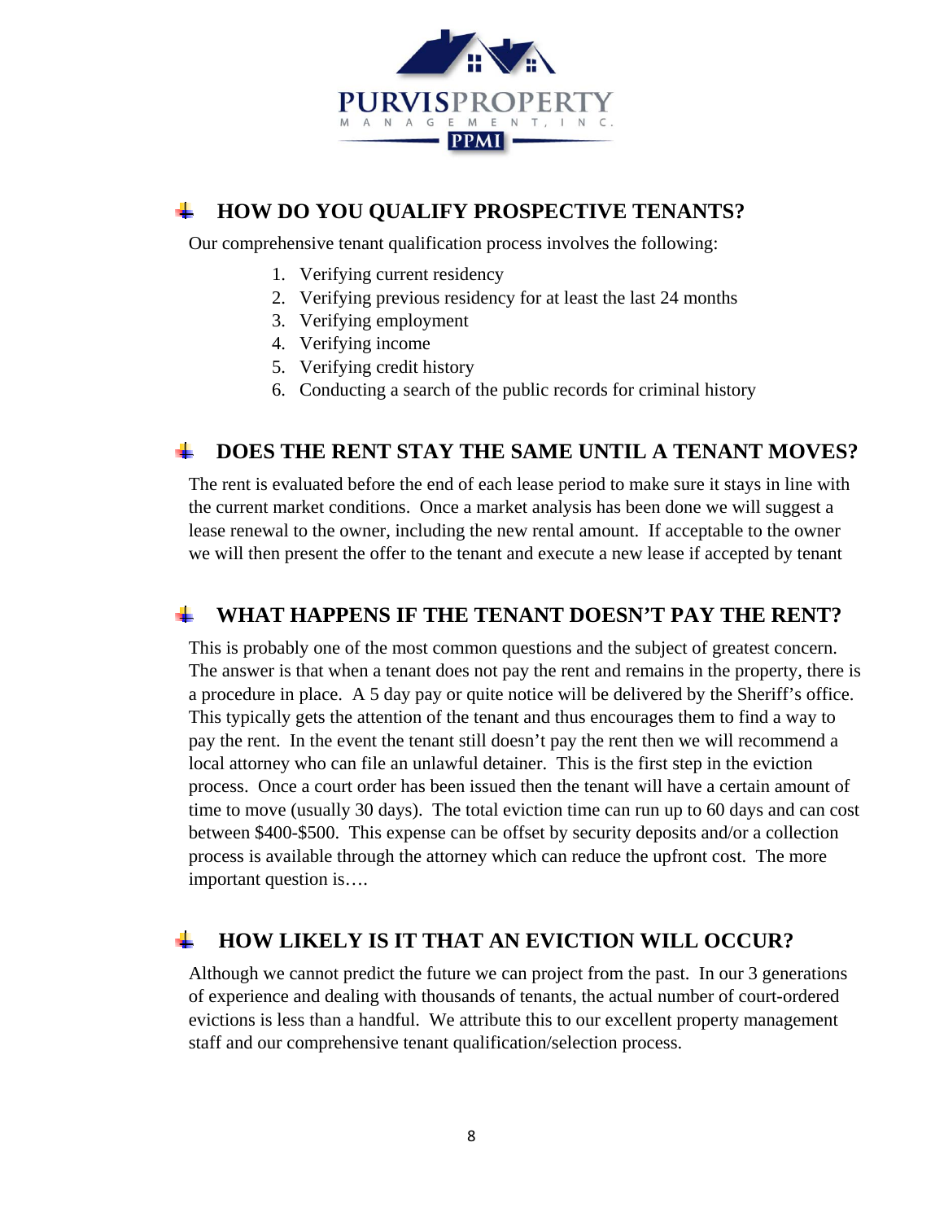## HOW DO YOU QUALIFY PROSPECTIVE TENANTS?

Our comprehensive tenant qualification process involves the following:

1. Verifying current residency
2. Verifying previous residency for at least the last 24 months
3. Verifying employment
4. Verifying income
5. Verifying credit history
6. Conducting a search of the public records for criminal history

## DOES THE RENT STAY THE SAME UNTIL A TENANT MOVES?

The rent is evaluated before the end of each lease period to make sure it stays in line with the current market conditions. Once a market analysis has been done we will suggest a lease renewal to the owner, including the new rental amount. If acceptable to the owner we will then present the offer to the tenant and execute a new lease if accepted by tenant

## WHAT HAPPENS IF THE TENANT DOESN'T PAY THE RENT?

This is probably one of the most common questions and the subject of greatest concern. The answer is that when a tenant does not pay the rent and remains in the property, there is a procedure in place. A 5 day pay or quite notice will be delivered by the Sheriff's office. This typically gets the attention of the tenant and thus encourages them to find a way to pay the rent. In the event the tenant still doesn't pay the rent then we will recommend a local attorney who can file an unlawful detainer. This is the first step in the eviction process. Once a court order has been issued then the tenant will have a certain amount of time to move (usually 30 days). The total eviction time can run up to 60 days and can cost between $400-$500. This expense can be offset by security deposits and/or a collection process is available through the attorney which can reduce the upfront cost. The more important question is….

## HOW LIKELY IS IT THAT AN EVICTION WILL OCCUR?

Although we cannot predict the future we can project from the past. In our 3 generations of experience and dealing with thousands of tenants, the actual number of court-ordered evictions is less than a handful. We attribute this to our excellent property management staff and our comprehensive tenant qualification/selection process.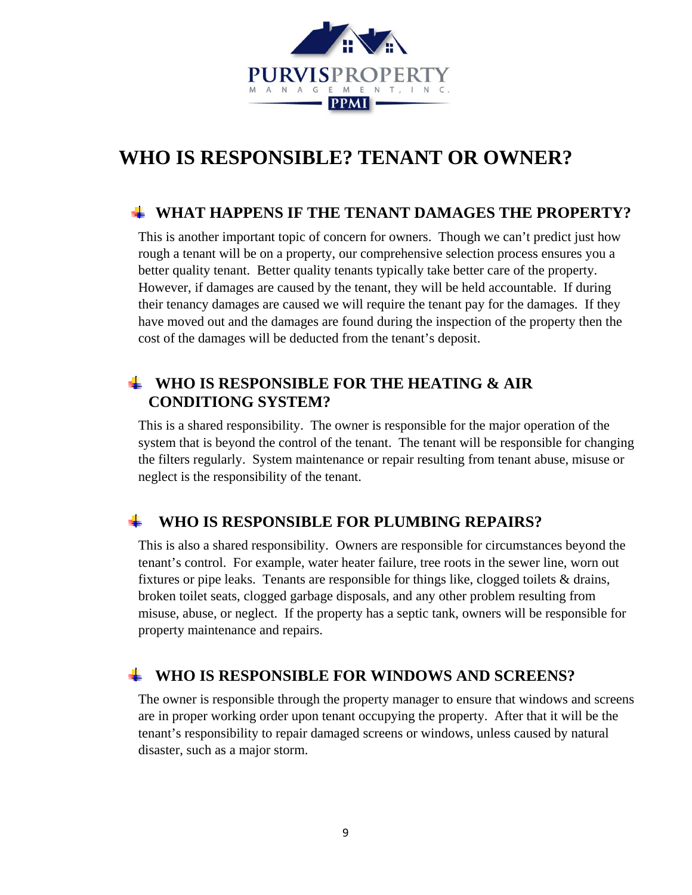PURVIS PROPERTY MANAGEMENT, INC.

PPMI

# WHO IS RESPONSIBLE? TENANT OR OWNER?

## WHAT HAPPENS IF THE TENANT DAMAGES THE PROPERTY?

This is another important topic of concern for owners. Though we can't predict just how rough a tenant will be on a property, our comprehensive selection process ensures you a better quality tenant. Better quality tenants typically take better care of the property. However, if damages are caused by the tenant, they will be held accountable. If during their tenancy damages are caused we will require the tenant pay for the damages. If they have moved out and the damages are found during the inspection of the property then the cost of the damages will be deducted from the tenant's deposit.

## WHO IS RESPONSIBLE FOR THE HEATING & AIR CONDITIONG SYSTEM?

This is a shared responsibility. The owner is responsible for the major operation of the system that is beyond the control of the tenant. The tenant will be responsible for changing the filters regularly. System maintenance or repair resulting from tenant abuse, misuse or neglect is the responsibility of the tenant.

## WHO IS RESPONSIBLE FOR PLUMBING REPAIRS?

This is also a shared responsibility. Owners are responsible for circumstances beyond the tenant's control. For example, water heater failure, tree roots in the sewer line, worn out fixtures or pipe leaks. Tenants are responsible for things like, clogged toilets & drains, broken toilet seats, clogged garbage disposals, and any other problem resulting from misuse, abuse, or neglect. If the property has a septic tank, owners will be responsible for property maintenance and repairs.

## WHO IS RESPONSIBLE FOR WINDOWS AND SCREENS?

The owner is responsible through the property manager to ensure that windows and screens are in proper working order upon tenant occupying the property. After that it will be the tenant's responsibility to repair damaged screens or windows, unless caused by natural disaster, such as a major storm.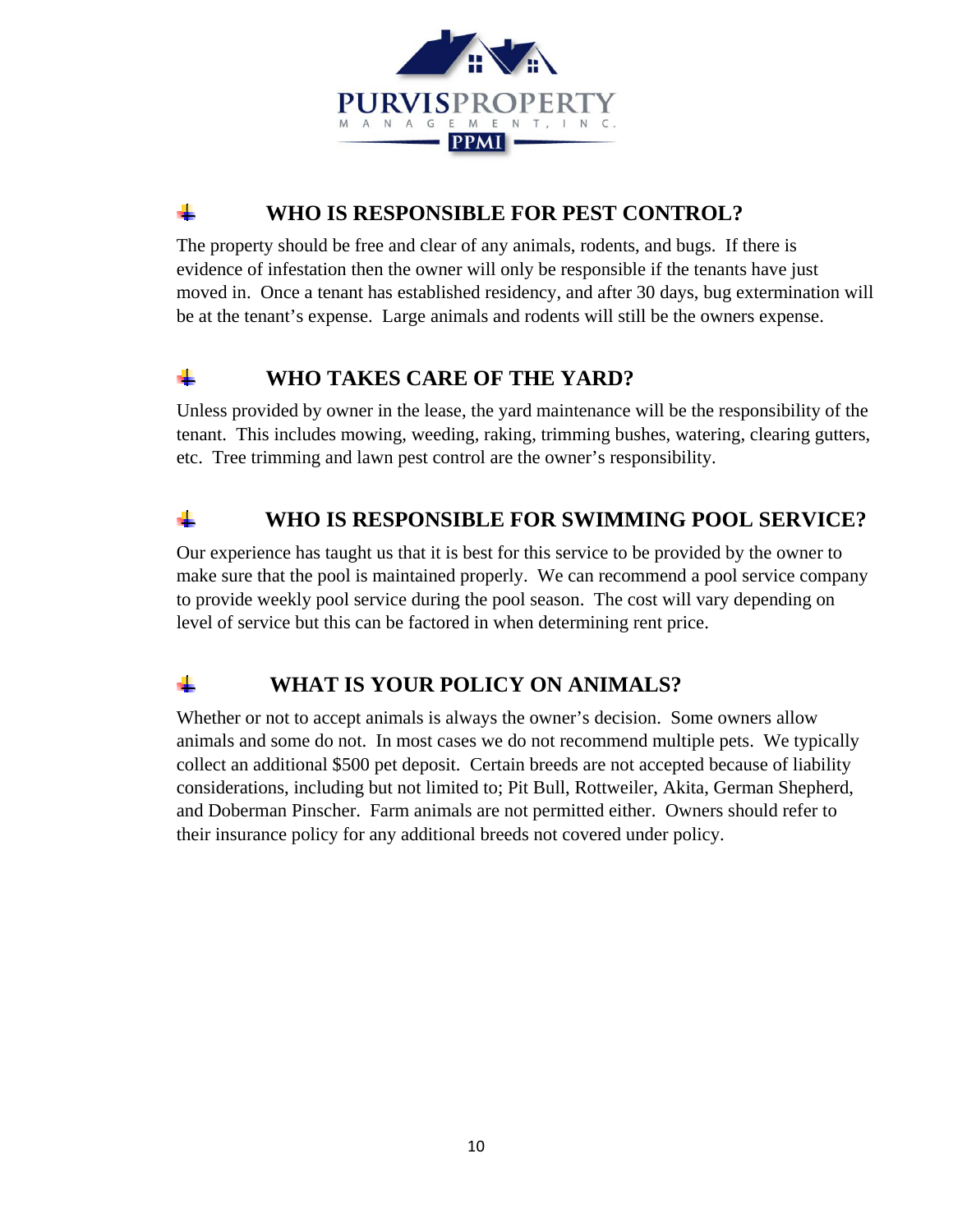## WHO IS RESPONSIBLE FOR PEST CONTROL?

The property should be free and clear of any animals, rodents, and bugs. If there is evidence of infestation then the owner will only be responsible if the tenants have just moved in. Once a tenant has established residency, and after 30 days, bug extermination will be at the tenant's expense. Large animals and rodents will still be the owners expense.

## WHO TAKES CARE OF THE YARD?

Unless provided by owner in the lease, the yard maintenance will be the responsibility of the tenant. This includes mowing, weeding, raking, trimming bushes, watering, clearing gutters, etc. Tree trimming and lawn pest control are the owner's responsibility.

## WHO IS RESPONSIBLE FOR SWIMMING POOL SERVICE?

Our experience has taught us that it is best for this service to be provided by the owner to make sure that the pool is maintained properly. We can recommend a pool service company to provide weekly pool service during the pool season. The cost will vary depending on level of service but this can be factored in when determining rent price.

## WHAT IS YOUR POLICY ON ANIMALS?

Whether or not to accept animals is always the owner's decision. Some owners allow animals and some do not. In most cases we do not recommend multiple pets. We typically collect an additional $500 pet deposit. Certain breeds are not accepted because of liability considerations, including but not limited to; Pit Bull, Rottweiler, Akita, German Shepherd, and Doberman Pinscher. Farm animals are not permitted either. Owners should refer to their insurance policy for any additional breeds not covered under policy.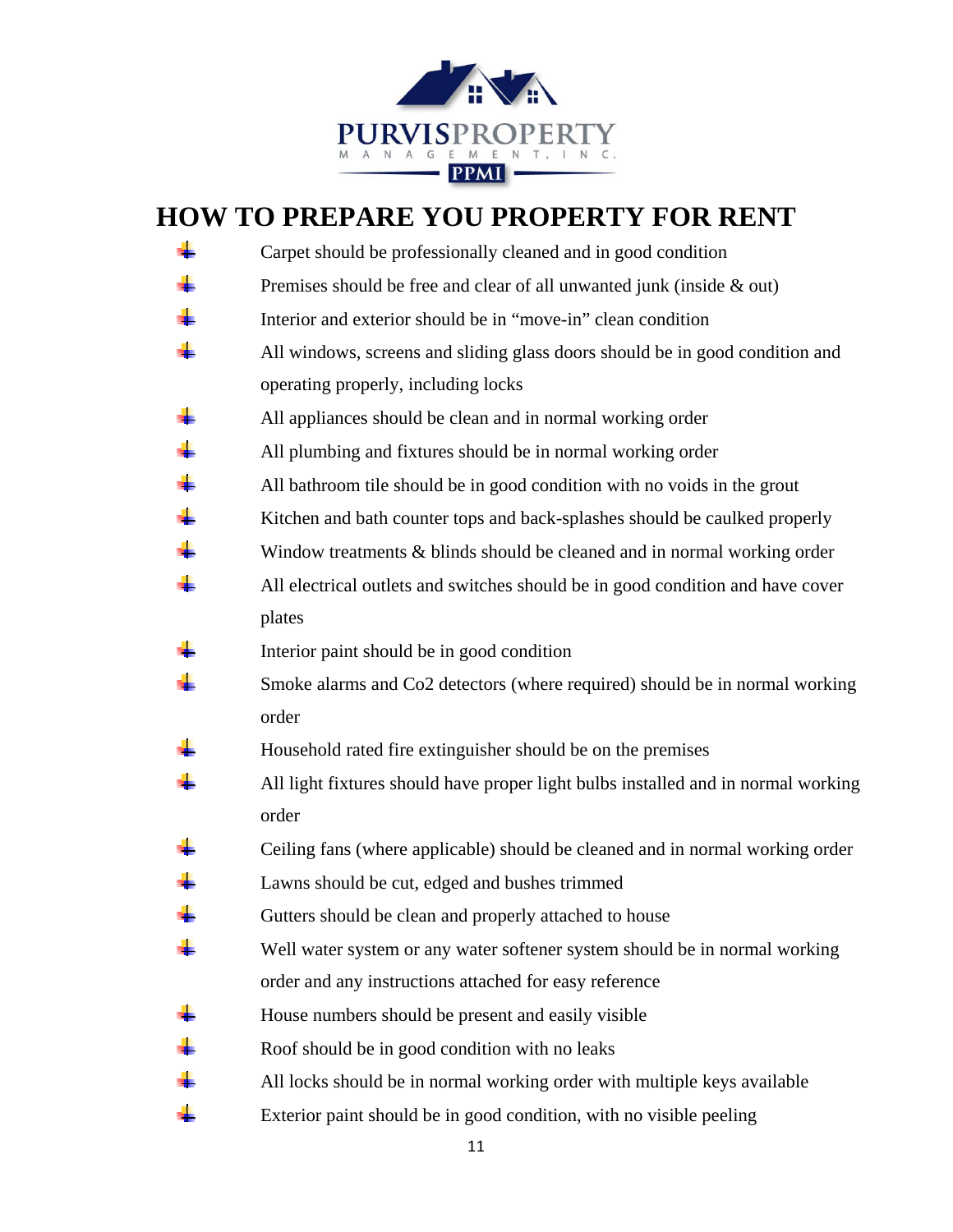# HOW TO PREPARE YOU PROPERTY FOR RENT

- Carpet should be professionally cleaned and in good condition
- Premises should be free and clear of all unwanted junk (inside & out)
- Interior and exterior should be in "move-in" clean condition
- All windows, screens and sliding glass doors should be in good condition and operating properly, including locks
- All appliances should be clean and in normal working order
- All plumbing and fixtures should be in normal working order
- All bathroom tile should be in good condition with no voids in the grout
- Kitchen and bath counter tops and back-splashes should be caulked properly
- Window treatments & blinds should be cleaned and in normal working order
- All electrical outlets and switches should be in good condition and have cover plates
- Interior paint should be in good condition
- Smoke alarms and Co2 detectors (where required) should be in normal working order
- Household rated fire extinguisher should be on the premises
- All light fixtures should have proper light bulbs installed and in normal working order
- Ceiling fans (where applicable) should be cleaned and in normal working order
- Lawns should be cut, edged and bushes trimmed
- Gutters should be clean and properly attached to house
- Well water system or any water softener system should be in normal working order and any instructions attached for easy reference
- House numbers should be present and easily visible
- Roof should be in good condition with no leaks
- All locks should be in normal working order with multiple keys available
- Exterior paint should be in good condition, with no visible peeling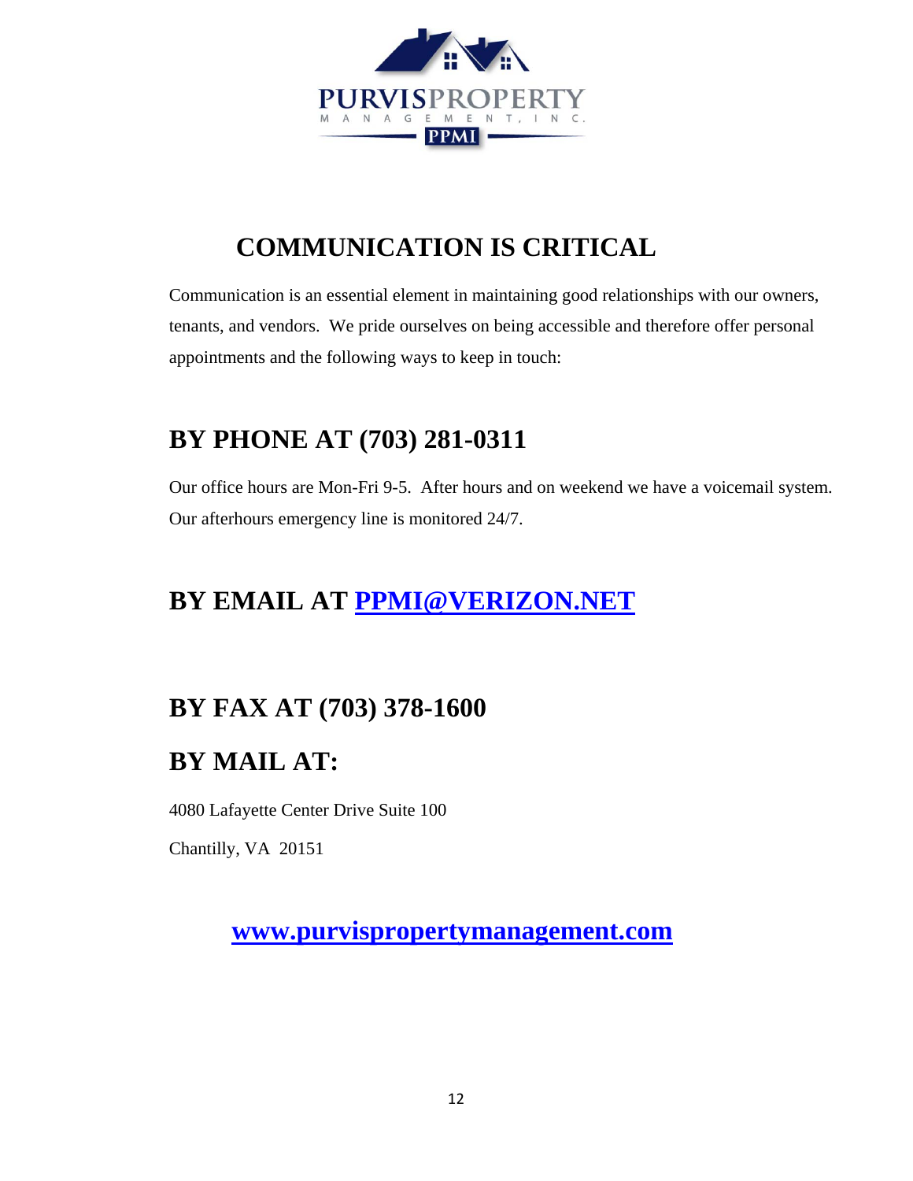PURVISPROPERTY

MANAGEMENT, INC.

PPMI

# COMMUNICATION IS CRITICAL

Communication is an essential element in maintaining good relationships with our owners, tenants, and vendors. We pride ourselves on being accessible and therefore offer personal appointments and the following ways to keep in touch:

## BY PHONE AT (703) 281-0311

Our office hours are Mon-Fri 9-5. After hours and on weekend we have a voicemail system. Our afterhours emergency line is monitored 24/7.

## BY EMAIL AT PPMI@VERIZON.NET

## BY FAX AT (703) 378-1600

## BY MAIL AT:

4080 Lafayette Center Drive Suite 100

Chantilly, VA 20151

**www.purvispropertymanagement.com**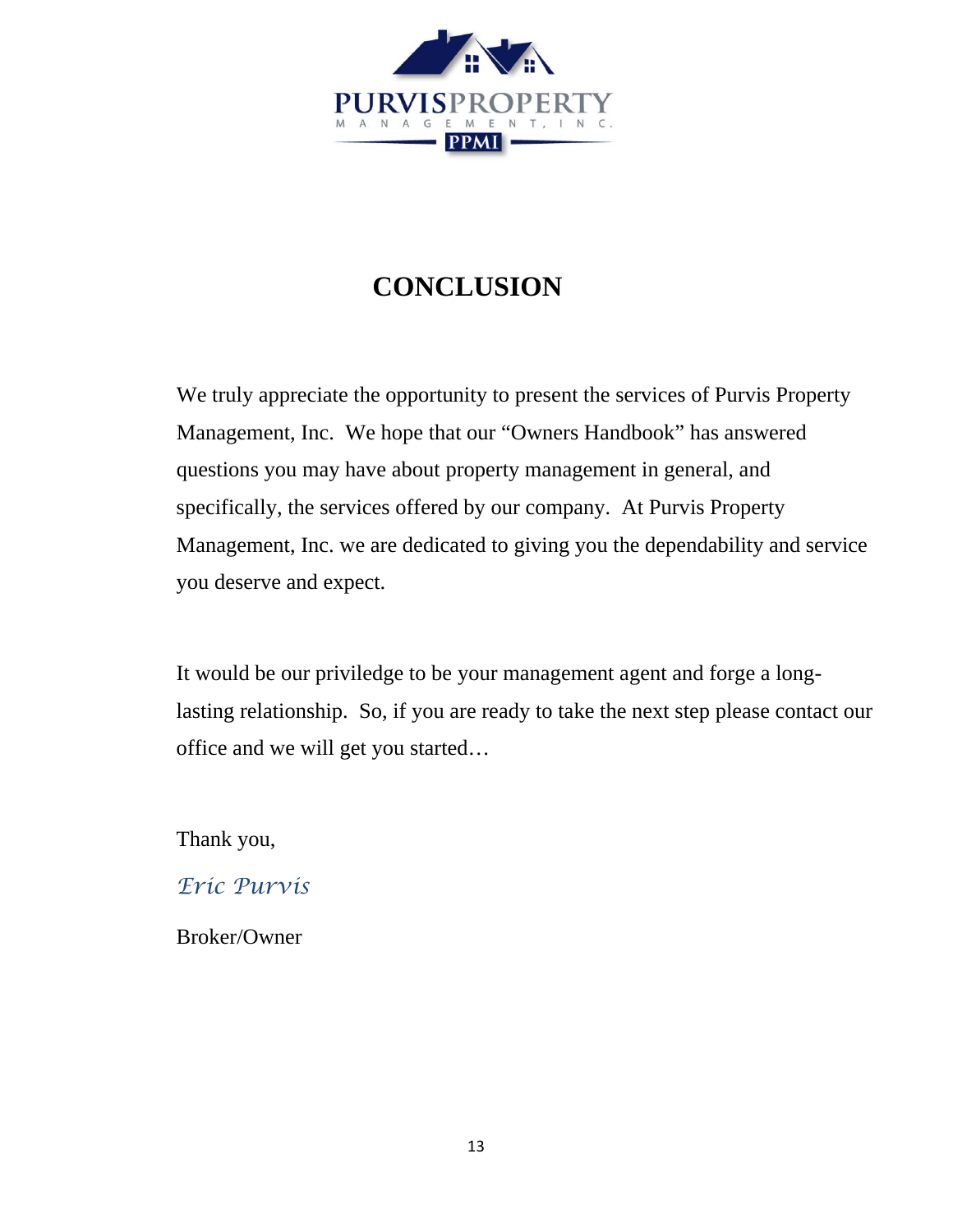# CONCLUSION

We truly appreciate the opportunity to present the services of Purvis Property Management, Inc. We hope that our "Owners Handbook" has answered questions you may have about property management in general, and specifically, the services offered by our company. At Purvis Property Management, Inc. we are dedicated to giving you the dependability and service you deserve and expect.

It would be our priviledge to be your management agent and forge a long-lasting relationship. So, if you are ready to take the next step please contact our office and we will get you started…

Thank you,

*Eric Purvis*

Broker/Owner